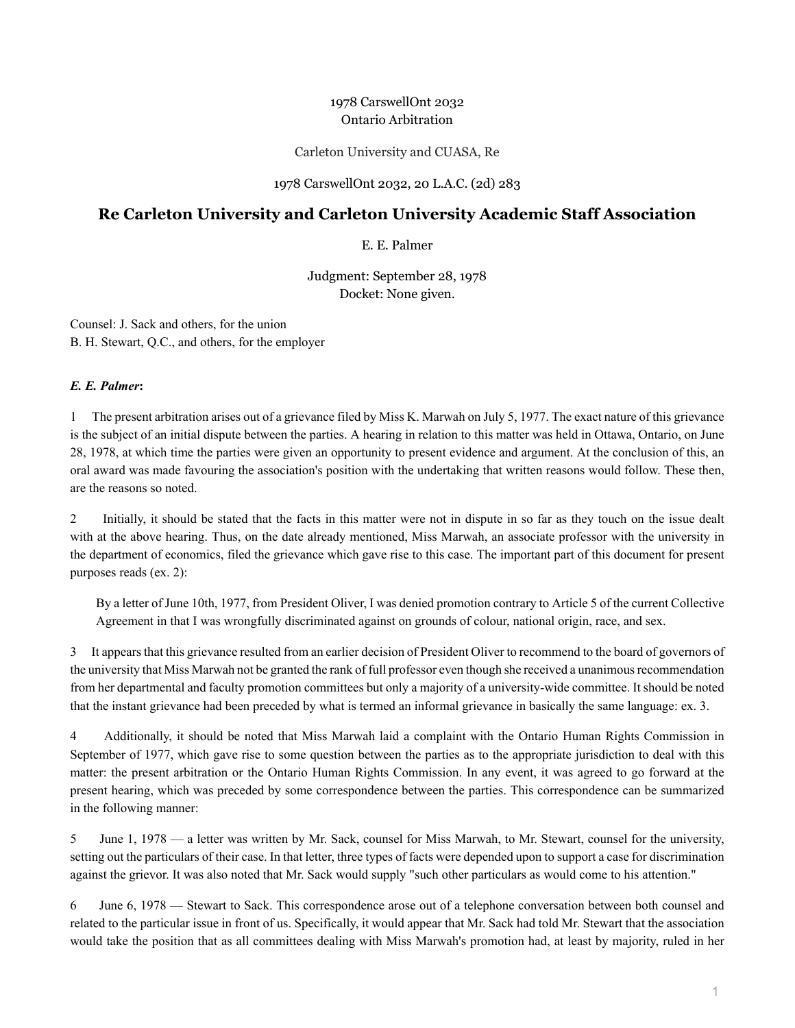1978 CarswellOnt 2032
Ontario Arbitration

Carleton University and CUASA, Re

1978 CarswellOnt 2032, 20 L.A.C. (2d) 283

# Re Carleton University and Carleton University Academic Staff Association

E. E. Palmer

Judgment: September 28, 1978
Docket: None given.

Counsel: J. Sack and others, for the union
B. H. Stewart, Q.C., and others, for the employer

***E. E. Palmer*:**

1 The present arbitration arises out of a grievance filed by Miss K. Marwah on July 5, 1977. The exact nature of this grievance is the subject of an initial dispute between the parties. A hearing in relation to this matter was held in Ottawa, Ontario, on June 28, 1978, at which time the parties were given an opportunity to present evidence and argument. At the conclusion of this, an oral award was made favouring the association's position with the undertaking that written reasons would follow. These then, are the reasons so noted.

2 Initially, it should be stated that the facts in this matter were not in dispute in so far as they touch on the issue dealt with at the above hearing. Thus, on the date already mentioned, Miss Marwah, an associate professor with the university in the department of economics, filed the grievance which gave rise to this case. The important part of this document for present purposes reads (ex. 2):

> By a letter of June 10th, 1977, from President Oliver, I was denied promotion contrary to Article 5 of the current Collective Agreement in that I was wrongfully discriminated against on grounds of colour, national origin, race, and sex.

3 It appears that this grievance resulted from an earlier decision of President Oliver to recommend to the board of governors of the university that Miss Marwah not be granted the rank of full professor even though she received a unanimous recommendation from her departmental and faculty promotion committees but only a majority of a university-wide committee. It should be noted that the instant grievance had been preceded by what is termed an informal grievance in basically the same language: ex. 3.

4 Additionally, it should be noted that Miss Marwah laid a complaint with the Ontario Human Rights Commission in September of 1977, which gave rise to some question between the parties as to the appropriate jurisdiction to deal with this matter: the present arbitration or the Ontario Human Rights Commission. In any event, it was agreed to go forward at the present hearing, which was preceded by some correspondence between the parties. This correspondence can be summarized in the following manner:

5 June 1, 1978 — a letter was written by Mr. Sack, counsel for Miss Marwah, to Mr. Stewart, counsel for the university, setting out the particulars of their case. In that letter, three types of facts were depended upon to support a case for discrimination against the grievor. It was also noted that Mr. Sack would supply "such other particulars as would come to his attention."

6 June 6, 1978 — Stewart to Sack. This correspondence arose out of a telephone conversation between both counsel and related to the particular issue in front of us. Specifically, it would appear that Mr. Sack had told Mr. Stewart that the association would take the position that as all committees dealing with Miss Marwah's promotion had, at least by majority, ruled in her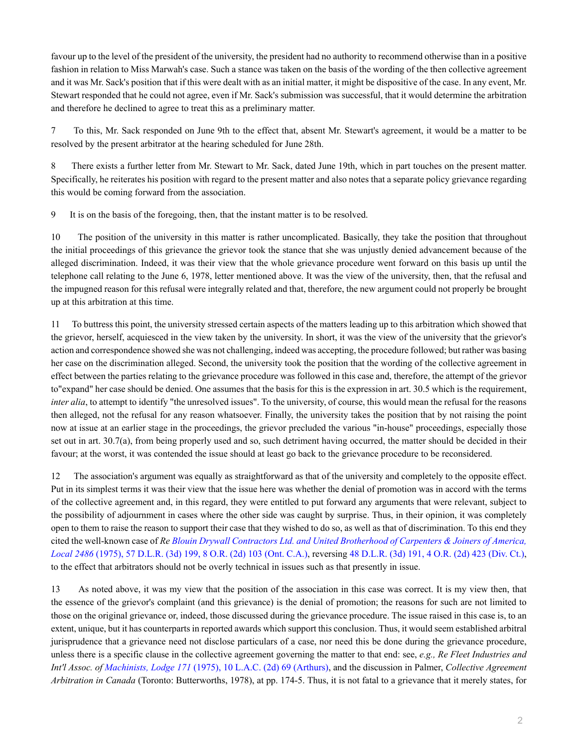favour up to the level of the president of the university, the president had no authority to recommend otherwise than in a positive fashion in relation to Miss Marwah's case. Such a stance was taken on the basis of the wording of the then collective agreement and it was Mr. Sack's position that if this were dealt with as an initial matter, it might be dispositive of the case. In any event, Mr. Stewart responded that he could not agree, even if Mr. Sack's submission was successful, that it would determine the arbitration and therefore he declined to agree to treat this as a preliminary matter.

7 To this, Mr. Sack responded on June 9th to the effect that, absent Mr. Stewart's agreement, it would be a matter to be resolved by the present arbitrator at the hearing scheduled for June 28th.

8 There exists a further letter from Mr. Stewart to Mr. Sack, dated June 19th, which in part touches on the present matter. Specifically, he reiterates his position with regard to the present matter and also notes that a separate policy grievance regarding this would be coming forward from the association.

9 It is on the basis of the foregoing, then, that the instant matter is to be resolved.

10 The position of the university in this matter is rather uncomplicated. Basically, they take the position that throughout the initial proceedings of this grievance the grievor took the stance that she was unjustly denied advancement because of the alleged discrimination. Indeed, it was their view that the whole grievance procedure went forward on this basis up until the telephone call relating to the June 6, 1978, letter mentioned above. It was the view of the university, then, that the refusal and the impugned reason for this refusal were integrally related and that, therefore, the new argument could not properly be brought up at this arbitration at this time.

11 To buttress this point, the university stressed certain aspects of the matters leading up to this arbitration which showed that the grievor, herself, acquiesced in the view taken by the university. In short, it was the view of the university that the grievor's action and correspondence showed she was not challenging, indeed was accepting, the procedure followed; but rather was basing her case on the discrimination alleged. Second, the university took the position that the wording of the collective agreement in effect between the parties relating to the grievance procedure was followed in this case and, therefore, the attempt of the grievor to"expand" her case should be denied. One assumes that the basis for this is the expression in art. 30.5 which is the requirement, *inter alia*, to attempt to identify "the unresolved issues". To the university, of course, this would mean the refusal for the reasons then alleged, not the refusal for any reason whatsoever. Finally, the university takes the position that by not raising the point now at issue at an earlier stage in the proceedings, the grievor precluded the various "in-house" proceedings, especially those set out in art. 30.7(a), from being properly used and so, such detriment having occurred, the matter should be decided in their favour; at the worst, it was contended the issue should at least go back to the grievance procedure to be reconsidered.

12 The association's argument was equally as straightforward as that of the university and completely to the opposite effect. Put in its simplest terms it was their view that the issue here was whether the denial of promotion was in accord with the terms of the collective agreement and, in this regard, they were entitled to put forward any arguments that were relevant, subject to the possibility of adjournment in cases where the other side was caught by surprise. Thus, in their opinion, it was completely open to them to raise the reason to support their case that they wished to do so, as well as that of discrimination. To this end they cited the well-known case of *Re Blouin Drywall Contractors Ltd. and United Brotherhood of Carpenters & Joiners of America, Local 2486* (1975), 57 D.L.R. (3d) 199, 8 O.R. (2d) 103 (Ont. C.A.), reversing 48 D.L.R. (3d) 191, 4 O.R. (2d) 423 (Div. Ct.), to the effect that arbitrators should not be overly technical in issues such as that presently in issue.

13 As noted above, it was my view that the position of the association in this case was correct. It is my view then, that the essence of the grievor's complaint (and this grievance) is the denial of promotion; the reasons for such are not limited to those on the original grievance or, indeed, those discussed during the grievance procedure. The issue raised in this case is, to an extent, unique, but it has counterparts in reported awards which support this conclusion. Thus, it would seem established arbitral jurisprudence that a grievance need not disclose particulars of a case, nor need this be done during the grievance procedure, unless there is a specific clause in the collective agreement governing the matter to that end: see, *e.g., Re Fleet Industries and Int'l Assoc. of Machinists, Lodge 171* (1975), 10 L.A.C. (2d) 69 (Arthurs), and the discussion in Palmer, *Collective Agreement Arbitration in Canada* (Toronto: Butterworths, 1978), at pp. 174-5. Thus, it is not fatal to a grievance that it merely states, for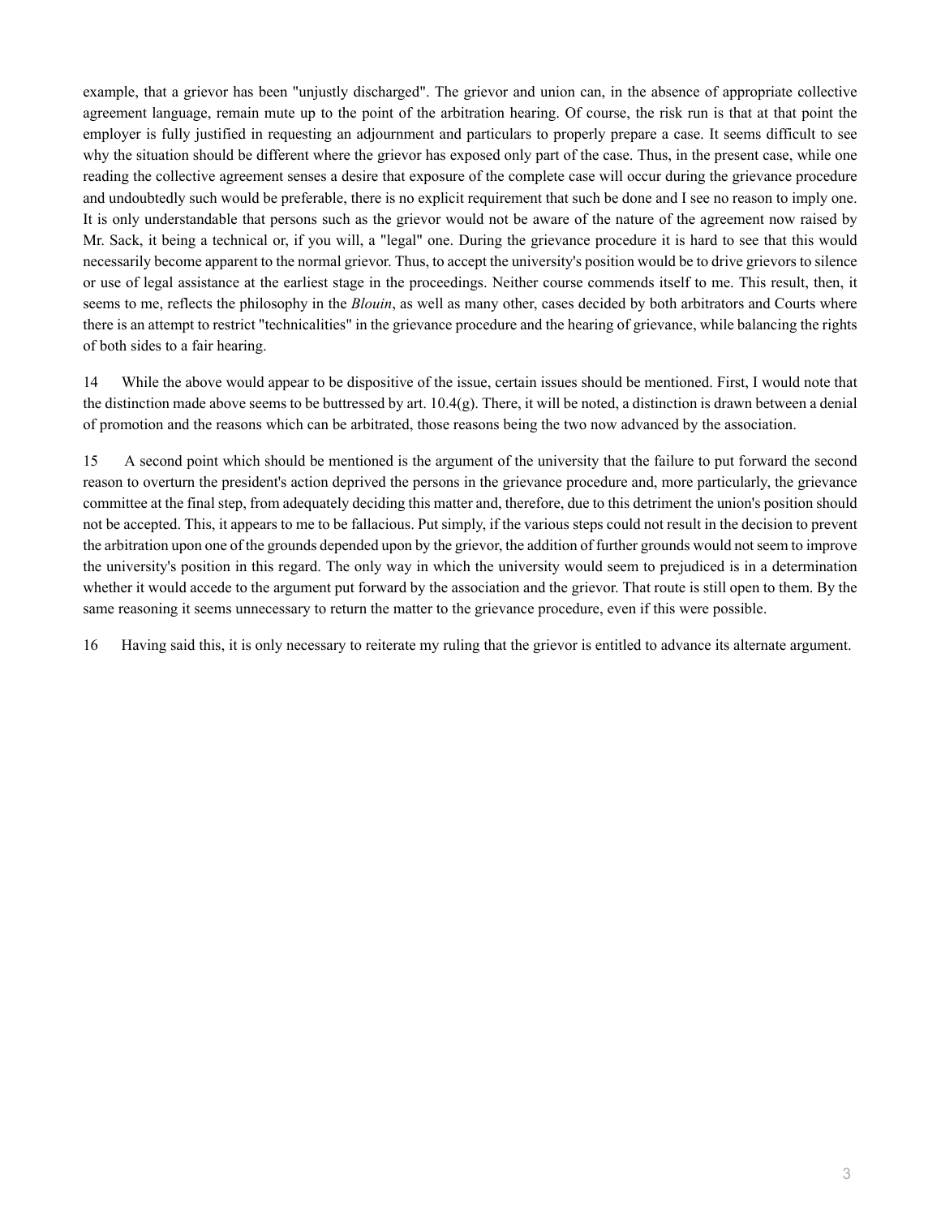example, that a grievor has been "unjustly discharged". The grievor and union can, in the absence of appropriate collective agreement language, remain mute up to the point of the arbitration hearing. Of course, the risk run is that at that point the employer is fully justified in requesting an adjournment and particulars to properly prepare a case. It seems difficult to see why the situation should be different where the grievor has exposed only part of the case. Thus, in the present case, while one reading the collective agreement senses a desire that exposure of the complete case will occur during the grievance procedure and undoubtedly such would be preferable, there is no explicit requirement that such be done and I see no reason to imply one. It is only understandable that persons such as the grievor would not be aware of the nature of the agreement now raised by Mr. Sack, it being a technical or, if you will, a "legal" one. During the grievance procedure it is hard to see that this would necessarily become apparent to the normal grievor. Thus, to accept the university's position would be to drive grievors to silence or use of legal assistance at the earliest stage in the proceedings. Neither course commends itself to me. This result, then, it seems to me, reflects the philosophy in the *Blouin*, as well as many other, cases decided by both arbitrators and Courts where there is an attempt to restrict "technicalities" in the grievance procedure and the hearing of grievance, while balancing the rights of both sides to a fair hearing.

14 While the above would appear to be dispositive of the issue, certain issues should be mentioned. First, I would note that the distinction made above seems to be buttressed by art. 10.4(g). There, it will be noted, a distinction is drawn between a denial of promotion and the reasons which can be arbitrated, those reasons being the two now advanced by the association.

15 A second point which should be mentioned is the argument of the university that the failure to put forward the second reason to overturn the president's action deprived the persons in the grievance procedure and, more particularly, the grievance committee at the final step, from adequately deciding this matter and, therefore, due to this detriment the union's position should not be accepted. This, it appears to me to be fallacious. Put simply, if the various steps could not result in the decision to prevent the arbitration upon one of the grounds depended upon by the grievor, the addition of further grounds would not seem to improve the university's position in this regard. The only way in which the university would seem to prejudiced is in a determination whether it would accede to the argument put forward by the association and the grievor. That route is still open to them. By the same reasoning it seems unnecessary to return the matter to the grievance procedure, even if this were possible.

16 Having said this, it is only necessary to reiterate my ruling that the grievor is entitled to advance its alternate argument.